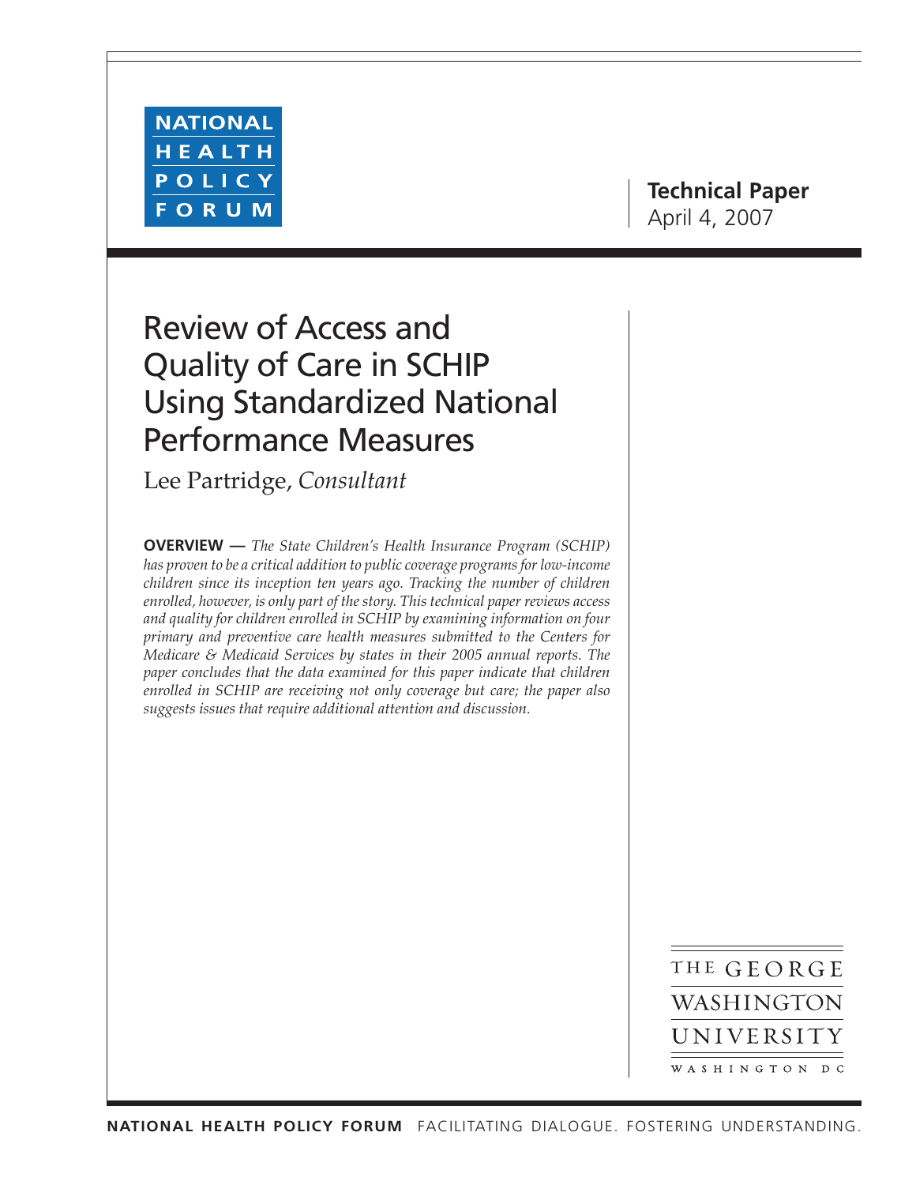NATIONAL HEALTH POLICY FORUM

**Technical Paper**
April 4, 2007

# Review of Access and Quality of Care in SCHIP Using Standardized National Performance Measures

Lee Partridge, *Consultant*

**OVERVIEW —** *The State Children's Health Insurance Program (SCHIP) has proven to be a critical addition to public coverage programs for low-income children since its inception ten years ago. Tracking the number of children enrolled, however, is only part of the story. This technical paper reviews access and quality for children enrolled in SCHIP by examining information on four primary and preventive care health measures submitted to the Centers for Medicare & Medicaid Services by states in their 2005 annual reports. The paper concludes that the data examined for this paper indicate that children enrolled in SCHIP are receiving not only coverage but care; the paper also suggests issues that require additional attention and discussion.*

THE GEORGE WASHINGTON UNIVERSITY WASHINGTON DC

**NATIONAL HEALTH POLICY FORUM** FACILITATING DIALOGUE. FOSTERING UNDERSTANDING.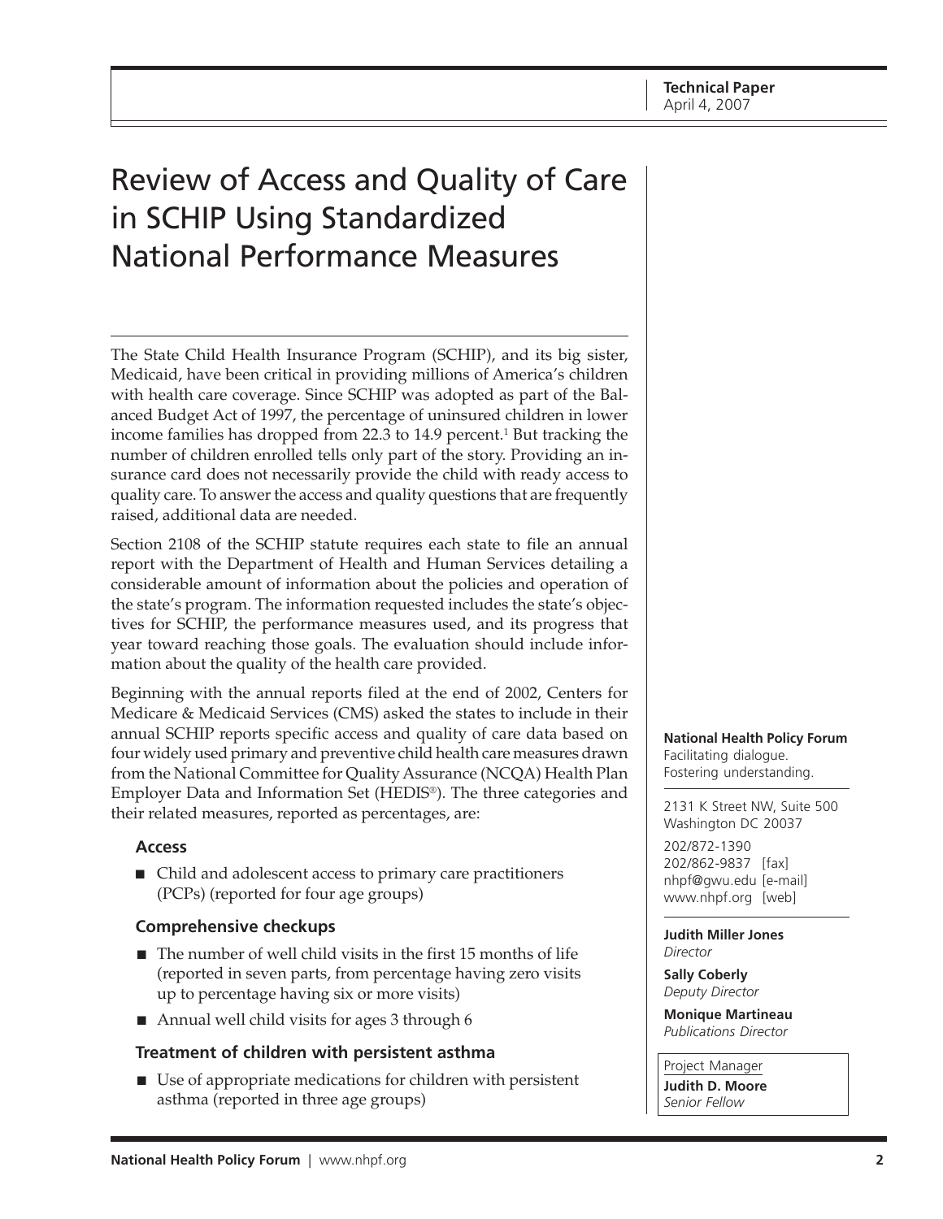# Review of Access and Quality of Care in SCHIP Using Standardized National Performance Measures

The State Child Health Insurance Program (SCHIP), and its big sister, Medicaid, have been critical in providing millions of America's children with health care coverage. Since SCHIP was adopted as part of the Balanced Budget Act of 1997, the percentage of uninsured children in lower income families has dropped from 22.3 to 14.9 percent.[1] But tracking the number of children enrolled tells only part of the story. Providing an insurance card does not necessarily provide the child with ready access to quality care. To answer the access and quality questions that are frequently raised, additional data are needed.

Section 2108 of the SCHIP statute requires each state to file an annual report with the Department of Health and Human Services detailing a considerable amount of information about the policies and operation of the state's program. The information requested includes the state's objectives for SCHIP, the performance measures used, and its progress that year toward reaching those goals. The evaluation should include information about the quality of the health care provided.

Beginning with the annual reports filed at the end of 2002, Centers for Medicare & Medicaid Services (CMS) asked the states to include in their annual SCHIP reports specific access and quality of care data based on four widely used primary and preventive child health care measures drawn from the National Committee for Quality Assurance (NCQA) Health Plan Employer Data and Information Set (HEDIS®). The three categories and their related measures, reported as percentages, are:

### Access

- Child and adolescent access to primary care practitioners (PCPs) (reported for four age groups)

### Comprehensive checkups

- The number of well child visits in the first 15 months of life (reported in seven parts, from percentage having zero visits up to percentage having six or more visits)
- Annual well child visits for ages 3 through 6

### Treatment of children with persistent asthma

- Use of appropriate medications for children with persistent asthma (reported in three age groups)

**Technical Paper**
April 4, 2007

**National Health Policy Forum**
Facilitating dialogue.
Fostering understanding.

2131 K Street NW, Suite 500
Washington DC 20037

202/872-1390
202/862-9837 [fax]
nhpf@gwu.edu [e-mail]
www.nhpf.org [web]

**Judith Miller Jones**
*Director*

**Sally Coberly**
*Deputy Director*

**Monique Martineau**
*Publications Director*

Project Manager
**Judith D. Moore**
*Senior Fellow*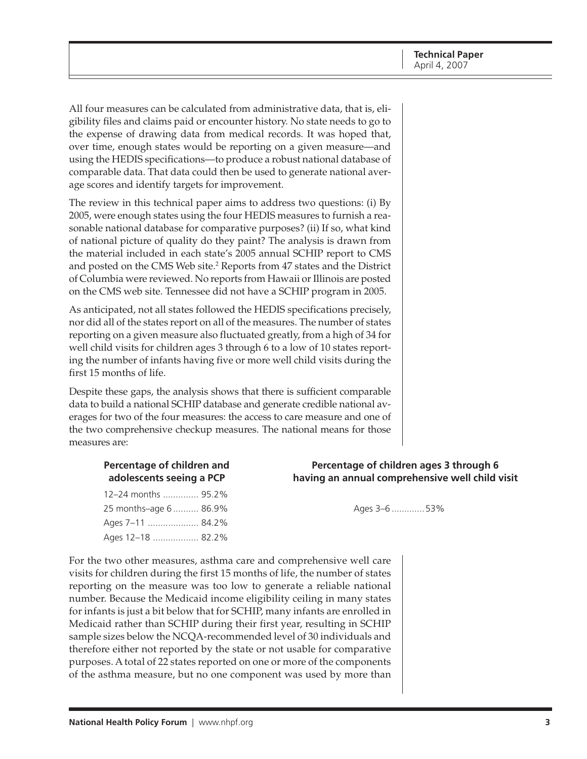All four measures can be calculated from administrative data, that is, eligibility files and claims paid or encounter history. No state needs to go to the expense of drawing data from medical records. It was hoped that, over time, enough states would be reporting on a given measure—and using the HEDIS specifications—to produce a robust national database of comparable data. That data could then be used to generate national average scores and identify targets for improvement.

The review in this technical paper aims to address two questions: (i) By 2005, were enough states using the four HEDIS measures to furnish a reasonable national database for comparative purposes? (ii) If so, what kind of national picture of quality do they paint? The analysis is drawn from the material included in each state's 2005 annual SCHIP report to CMS and posted on the CMS Web site.[2] Reports from 47 states and the District of Columbia were reviewed. No reports from Hawaii or Illinois are posted on the CMS web site. Tennessee did not have a SCHIP program in 2005.

As anticipated, not all states followed the HEDIS specifications precisely, nor did all of the states report on all of the measures. The number of states reporting on a given measure also fluctuated greatly, from a high of 34 for well child visits for children ages 3 through 6 to a low of 10 states reporting the number of infants having five or more well child visits during the first 15 months of life.

Despite these gaps, the analysis shows that there is sufficient comparable data to build a national SCHIP database and generate credible national averages for two of the four measures: the access to care measure and one of the two comprehensive checkup measures. The national means for those measures are:

**Percentage of children and adolescents seeing a PCP**

| Age group | Percentage |
|---|---|
| 12–24 months | 95.2% |
| 25 months–age 6 | 86.9% |
| Ages 7–11 | 84.2% |
| Ages 12–18 | 82.2% |

**Percentage of children ages 3 through 6 having an annual comprehensive well child visit**

| Age group | Percentage |
|---|---|
| Ages 3–6 | 53% |

For the two other measures, asthma care and comprehensive well care visits for children during the first 15 months of life, the number of states reporting on the measure was too low to generate a reliable national number. Because the Medicaid income eligibility ceiling in many states for infants is just a bit below that for SCHIP, many infants are enrolled in Medicaid rather than SCHIP during their first year, resulting in SCHIP sample sizes below the NCQA-recommended level of 30 individuals and therefore either not reported by the state or not usable for comparative purposes. A total of 22 states reported on one or more of the components of the asthma measure, but no one component was used by more than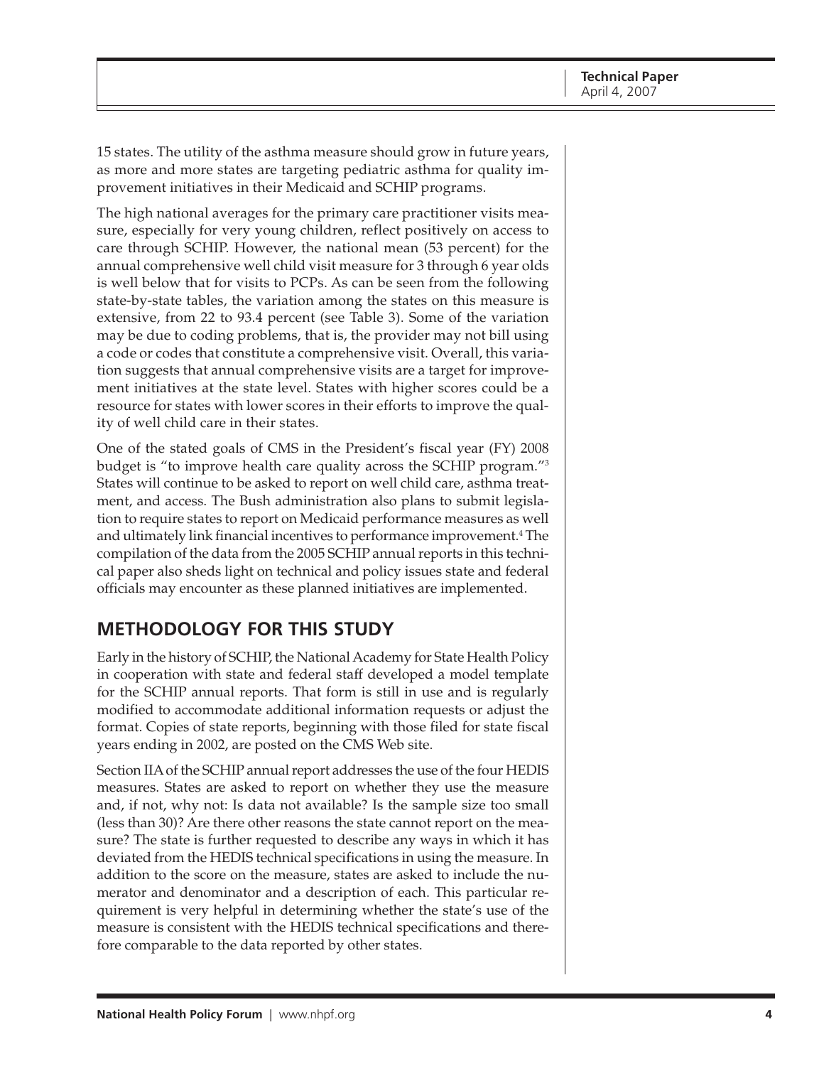15 states. The utility of the asthma measure should grow in future years, as more and more states are targeting pediatric asthma for quality improvement initiatives in their Medicaid and SCHIP programs.

The high national averages for the primary care practitioner visits measure, especially for very young children, reflect positively on access to care through SCHIP. However, the national mean (53 percent) for the annual comprehensive well child visit measure for 3 through 6 year olds is well below that for visits to PCPs. As can be seen from the following state-by-state tables, the variation among the states on this measure is extensive, from 22 to 93.4 percent (see Table 3). Some of the variation may be due to coding problems, that is, the provider may not bill using a code or codes that constitute a comprehensive visit. Overall, this variation suggests that annual comprehensive visits are a target for improvement initiatives at the state level. States with higher scores could be a resource for states with lower scores in their efforts to improve the quality of well child care in their states.

One of the stated goals of CMS in the President's fiscal year (FY) 2008 budget is "to improve health care quality across the SCHIP program."[3] States will continue to be asked to report on well child care, asthma treatment, and access. The Bush administration also plans to submit legislation to require states to report on Medicaid performance measures as well and ultimately link financial incentives to performance improvement.[4] The compilation of the data from the 2005 SCHIP annual reports in this technical paper also sheds light on technical and policy issues state and federal officials may encounter as these planned initiatives are implemented.

## METHODOLOGY FOR THIS STUDY

Early in the history of SCHIP, the National Academy for State Health Policy in cooperation with state and federal staff developed a model template for the SCHIP annual reports. That form is still in use and is regularly modified to accommodate additional information requests or adjust the format. Copies of state reports, beginning with those filed for state fiscal years ending in 2002, are posted on the CMS Web site.

Section IIA of the SCHIP annual report addresses the use of the four HEDIS measures. States are asked to report on whether they use the measure and, if not, why not: Is data not available? Is the sample size too small (less than 30)? Are there other reasons the state cannot report on the measure? The state is further requested to describe any ways in which it has deviated from the HEDIS technical specifications in using the measure. In addition to the score on the measure, states are asked to include the numerator and denominator and a description of each. This particular requirement is very helpful in determining whether the state's use of the measure is consistent with the HEDIS technical specifications and therefore comparable to the data reported by other states.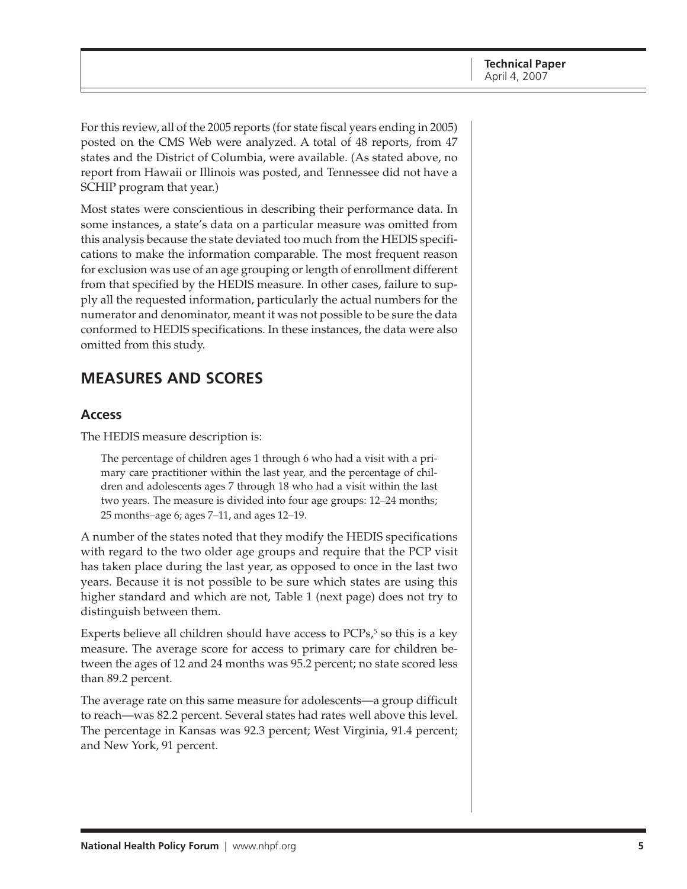For this review, all of the 2005 reports (for state fiscal years ending in 2005) posted on the CMS Web were analyzed. A total of 48 reports, from 47 states and the District of Columbia, were available. (As stated above, no report from Hawaii or Illinois was posted, and Tennessee did not have a SCHIP program that year.)

Most states were conscientious in describing their performance data. In some instances, a state's data on a particular measure was omitted from this analysis because the state deviated too much from the HEDIS specifications to make the information comparable. The most frequent reason for exclusion was use of an age grouping or length of enrollment different from that specified by the HEDIS measure. In other cases, failure to supply all the requested information, particularly the actual numbers for the numerator and denominator, meant it was not possible to be sure the data conformed to HEDIS specifications. In these instances, the data were also omitted from this study.

## MEASURES AND SCORES

### Access

The HEDIS measure description is:

> The percentage of children ages 1 through 6 who had a visit with a primary care practitioner within the last year, and the percentage of children and adolescents ages 7 through 18 who had a visit within the last two years. The measure is divided into four age groups: 12–24 months; 25 months–age 6; ages 7–11, and ages 12–19.

A number of the states noted that they modify the HEDIS specifications with regard to the two older age groups and require that the PCP visit has taken place during the last year, as opposed to once in the last two years. Because it is not possible to be sure which states are using this higher standard and which are not, Table 1 (next page) does not try to distinguish between them.

Experts believe all children should have access to PCPs,[5] so this is a key measure. The average score for access to primary care for children between the ages of 12 and 24 months was 95.2 percent; no state scored less than 89.2 percent.

The average rate on this same measure for adolescents—a group difficult to reach—was 82.2 percent. Several states had rates well above this level. The percentage in Kansas was 92.3 percent; West Virginia, 91.4 percent; and New York, 91 percent.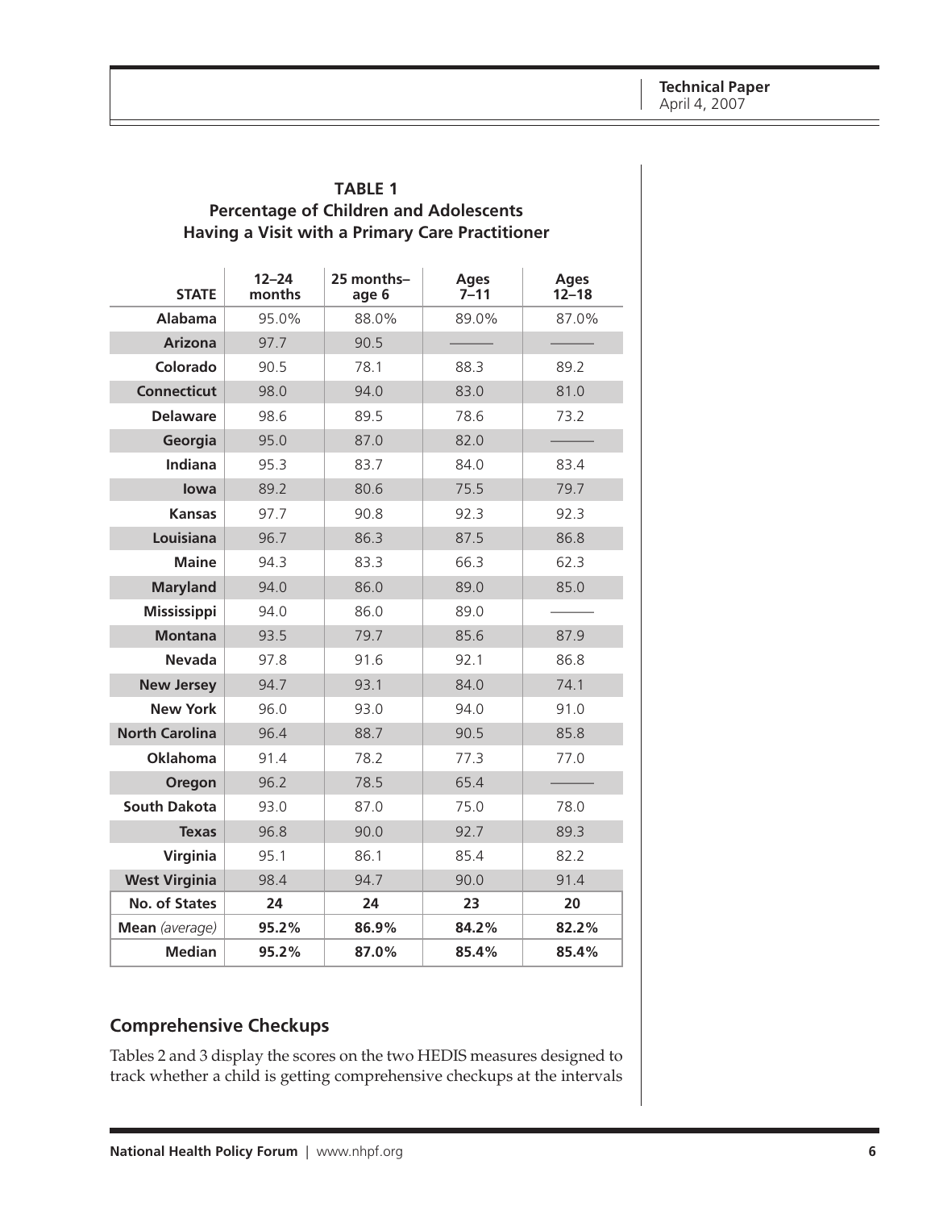**TABLE 1**
**Percentage of Children and Adolescents Having a Visit with a Primary Care Practitioner**

| STATE | 12–24 months | 25 months–age 6 | Ages 7–11 | Ages 12–18 |
|---|---|---|---|---|
| **Alabama** | 95.0% | 88.0% | 89.0% | 87.0% |
| **Arizona** | 97.7 | 90.5 | ——— | ——— |
| **Colorado** | 90.5 | 78.1 | 88.3 | 89.2 |
| **Connecticut** | 98.0 | 94.0 | 83.0 | 81.0 |
| **Delaware** | 98.6 | 89.5 | 78.6 | 73.2 |
| **Georgia** | 95.0 | 87.0 | 82.0 | ——— |
| **Indiana** | 95.3 | 83.7 | 84.0 | 83.4 |
| **Iowa** | 89.2 | 80.6 | 75.5 | 79.7 |
| **Kansas** | 97.7 | 90.8 | 92.3 | 92.3 |
| **Louisiana** | 96.7 | 86.3 | 87.5 | 86.8 |
| **Maine** | 94.3 | 83.3 | 66.3 | 62.3 |
| **Maryland** | 94.0 | 86.0 | 89.0 | 85.0 |
| **Mississippi** | 94.0 | 86.0 | 89.0 | ——— |
| **Montana** | 93.5 | 79.7 | 85.6 | 87.9 |
| **Nevada** | 97.8 | 91.6 | 92.1 | 86.8 |
| **New Jersey** | 94.7 | 93.1 | 84.0 | 74.1 |
| **New York** | 96.0 | 93.0 | 94.0 | 91.0 |
| **North Carolina** | 96.4 | 88.7 | 90.5 | 85.8 |
| **Oklahoma** | 91.4 | 78.2 | 77.3 | 77.0 |
| **Oregon** | 96.2 | 78.5 | 65.4 | ——— |
| **South Dakota** | 93.0 | 87.0 | 75.0 | 78.0 |
| **Texas** | 96.8 | 90.0 | 92.7 | 89.3 |
| **Virginia** | 95.1 | 86.1 | 85.4 | 82.2 |
| **West Virginia** | 98.4 | 94.7 | 90.0 | 91.4 |
| **No. of States** | **24** | **24** | **23** | **20** |
| **Mean** *(average)* | **95.2%** | **86.9%** | **84.2%** | **82.2%** |
| **Median** | **95.2%** | **87.0%** | **85.4%** | **85.4%** |

## Comprehensive Checkups

Tables 2 and 3 display the scores on the two HEDIS measures designed to track whether a child is getting comprehensive checkups at the intervals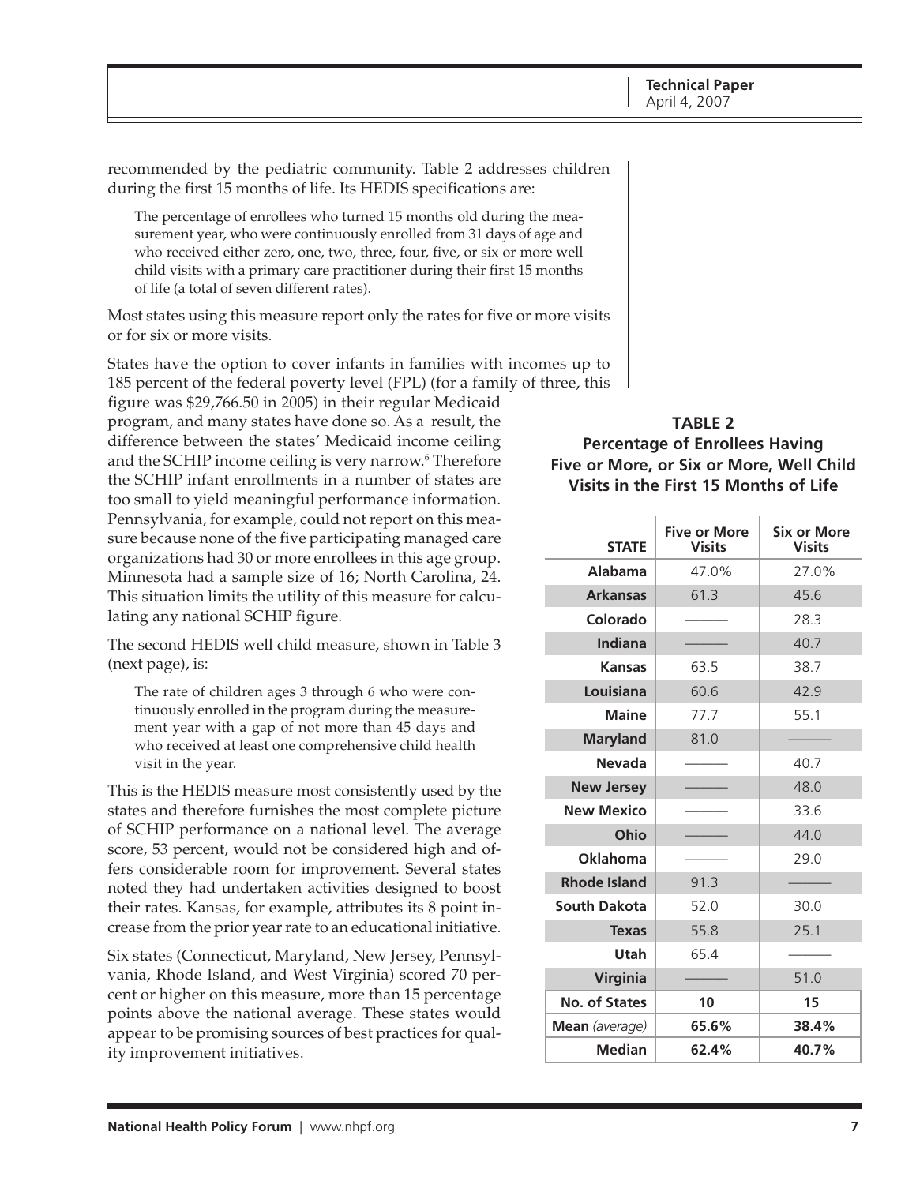recommended by the pediatric community. Table 2 addresses children during the first 15 months of life. Its HEDIS specifications are:

> The percentage of enrollees who turned 15 months old during the measurement year, who were continuously enrolled from 31 days of age and who received either zero, one, two, three, four, five, or six or more well child visits with a primary care practitioner during their first 15 months of life (a total of seven different rates).

Most states using this measure report only the rates for five or more visits or for six or more visits.

States have the option to cover infants in families with incomes up to 185 percent of the federal poverty level (FPL) (for a family of three, this figure was $29,766.50 in 2005) in their regular Medicaid program, and many states have done so. As a result, the difference between the states' Medicaid income ceiling and the SCHIP income ceiling is very narrow.[6] Therefore the SCHIP infant enrollments in a number of states are too small to yield meaningful performance information. Pennsylvania, for example, could not report on this measure because none of the five participating managed care organizations had 30 or more enrollees in this age group. Minnesota had a sample size of 16; North Carolina, 24. This situation limits the utility of this measure for calculating any national SCHIP figure.

The second HEDIS well child measure, shown in Table 3 (next page), is:

> The rate of children ages 3 through 6 who were continuously enrolled in the program during the measurement year with a gap of not more than 45 days and who received at least one comprehensive child health visit in the year.

This is the HEDIS measure most consistently used by the states and therefore furnishes the most complete picture of SCHIP performance on a national level. The average score, 53 percent, would not be considered high and offers considerable room for improvement. Several states noted they had undertaken activities designed to boost their rates. Kansas, for example, attributes its 8 point increase from the prior year rate to an educational initiative.

Six states (Connecticut, Maryland, New Jersey, Pennsylvania, Rhode Island, and West Virginia) scored 70 percent or higher on this measure, more than 15 percentage points above the national average. These states would appear to be promising sources of best practices for quality improvement initiatives.

**TABLE 2**
**Percentage of Enrollees Having Five or More, or Six or More, Well Child Visits in the First 15 Months of Life**

| STATE | Five or More Visits | Six or More Visits |
|---|---|---|
| Alabama | 47.0% | 27.0% |
| Arkansas | 61.3 | 45.6 |
| Colorado | ——— | 28.3 |
| Indiana | ——— | 40.7 |
| Kansas | 63.5 | 38.7 |
| Louisiana | 60.6 | 42.9 |
| Maine | 77.7 | 55.1 |
| Maryland | 81.0 | ——— |
| Nevada | ——— | 40.7 |
| New Jersey | ——— | 48.0 |
| New Mexico | ——— | 33.6 |
| Ohio | ——— | 44.0 |
| Oklahoma | ——— | 29.0 |
| Rhode Island | 91.3 | ——— |
| South Dakota | 52.0 | 30.0 |
| Texas | 55.8 | 25.1 |
| Utah | 65.4 | ——— |
| Virginia | ——— | 51.0 |
| **No. of States** | **10** | **15** |
| **Mean** *(average)* | **65.6%** | **38.4%** |
| **Median** | **62.4%** | **40.7%** |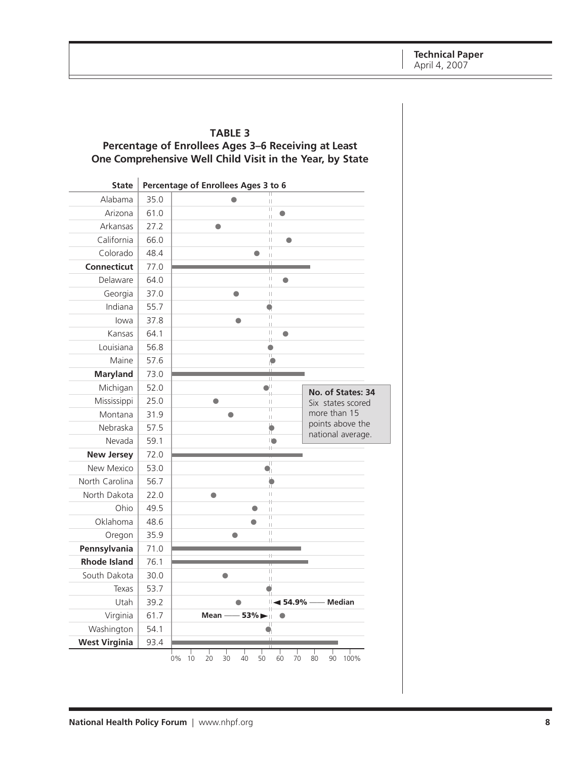**TABLE 3**
**Percentage of Enrollees Ages 3–6 Receiving at Least One Comprehensive Well Child Visit in the Year, by State**

| State | Percentage of Enrollees Ages 3 to 6 |
|---|---|
| Alabama | 35.0 |
| Arizona | 61.0 |
| Arkansas | 27.2 |
| California | 66.0 |
| Colorado | 48.4 |
| **Connecticut** | 77.0 |
| Delaware | 64.0 |
| Georgia | 37.0 |
| Indiana | 55.7 |
| Iowa | 37.8 |
| Kansas | 64.1 |
| Louisiana | 56.8 |
| Maine | 57.6 |
| **Maryland** | 73.0 |
| Michigan | 52.0 |
| Mississippi | 25.0 |
| Montana | 31.9 |
| Nebraska | 57.5 |
| Nevada | 59.1 |
| **New Jersey** | 72.0 |
| New Mexico | 53.0 |
| North Carolina | 56.7 |
| North Dakota | 22.0 |
| Ohio | 49.5 |
| Oklahoma | 48.6 |
| Oregon | 35.9 |
| **Pennsylvania** | 71.0 |
| **Rhode Island** | 76.1 |
| South Dakota | 30.0 |
| Texas | 53.7 |
| Utah | 39.2 |
| Virginia | 61.7 |
| Washington | 54.1 |
| **West Virginia** | 93.4 |

Mean — 53%

54.9% — Median

**No. of States: 34**
Six states scored more than 15 points above the national average.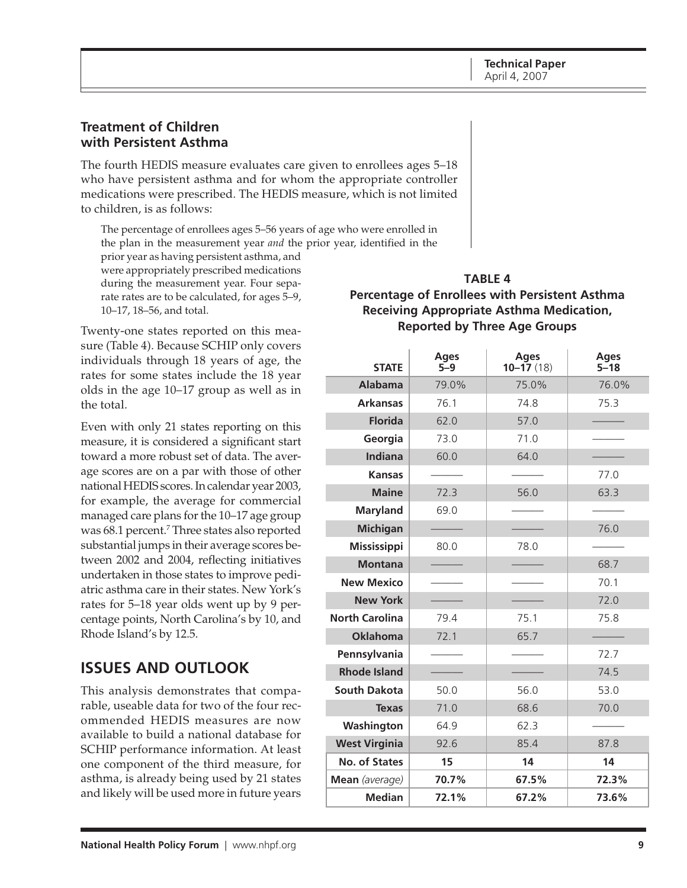## Treatment of Children with Persistent Asthma

The fourth HEDIS measure evaluates care given to enrollees ages 5–18 who have persistent asthma and for whom the appropriate controller medications were prescribed. The HEDIS measure, which is not limited to children, is as follows:

> The percentage of enrollees ages 5–56 years of age who were enrolled in the plan in the measurement year *and* the prior year, identified in the prior year as having persistent asthma, and were appropriately prescribed medications during the measurement year. Four separate rates are to be calculated, for ages 5–9, 10–17, 18–56, and total.

Twenty-one states reported on this measure (Table 4). Because SCHIP only covers individuals through 18 years of age, the rates for some states include the 18 year olds in the age 10–17 group as well as in the total.

Even with only 21 states reporting on this measure, it is considered a significant start toward a more robust set of data. The average scores are on a par with those of other national HEDIS scores. In calendar year 2003, for example, the average for commercial managed care plans for the 10–17 age group was 68.1 percent.[7] Three states also reported substantial jumps in their average scores between 2002 and 2004, reflecting initiatives undertaken in those states to improve pediatric asthma care in their states. New York's rates for 5–18 year olds went up by 9 percentage points, North Carolina's by 10, and Rhode Island's by 12.5.

**TABLE 4**
**Percentage of Enrollees with Persistent Asthma Receiving Appropriate Asthma Medication, Reported by Three Age Groups**

| STATE | Ages 5–9 | Ages 10–17 (18) | Ages 5–18 |
|---|---|---|---|
| Alabama | 79.0% | 75.0% | 76.0% |
| Arkansas | 76.1 | 74.8 | 75.3 |
| Florida | 62.0 | 57.0 | ——— |
| Georgia | 73.0 | 71.0 | ——— |
| Indiana | 60.0 | 64.0 | ——— |
| Kansas | ——— | ——— | 77.0 |
| Maine | 72.3 | 56.0 | 63.3 |
| Maryland | 69.0 | ——— | ——— |
| Michigan | ——— | ——— | 76.0 |
| Mississippi | 80.0 | 78.0 | ——— |
| Montana | ——— | ——— | 68.7 |
| New Mexico | ——— | ——— | 70.1 |
| New York | ——— | ——— | 72.0 |
| North Carolina | 79.4 | 75.1 | 75.8 |
| Oklahoma | 72.1 | 65.7 | ——— |
| Pennsylvania | ——— | ——— | 72.7 |
| Rhode Island | ——— | ——— | 74.5 |
| South Dakota | 50.0 | 56.0 | 53.0 |
| Texas | 71.0 | 68.6 | 70.0 |
| Washington | 64.9 | 62.3 | ——— |
| West Virginia | 92.6 | 85.4 | 87.8 |
| **No. of States** | **15** | **14** | **14** |
| **Mean** *(average)* | **70.7%** | **67.5%** | **72.3%** |
| **Median** | **72.1%** | **67.2%** | **73.6%** |

## ISSUES AND OUTLOOK

This analysis demonstrates that comparable, useable data for two of the four recommended HEDIS measures are now available to build a national database for SCHIP performance information. At least one component of the third measure, for asthma, is already being used by 21 states and likely will be used more in future years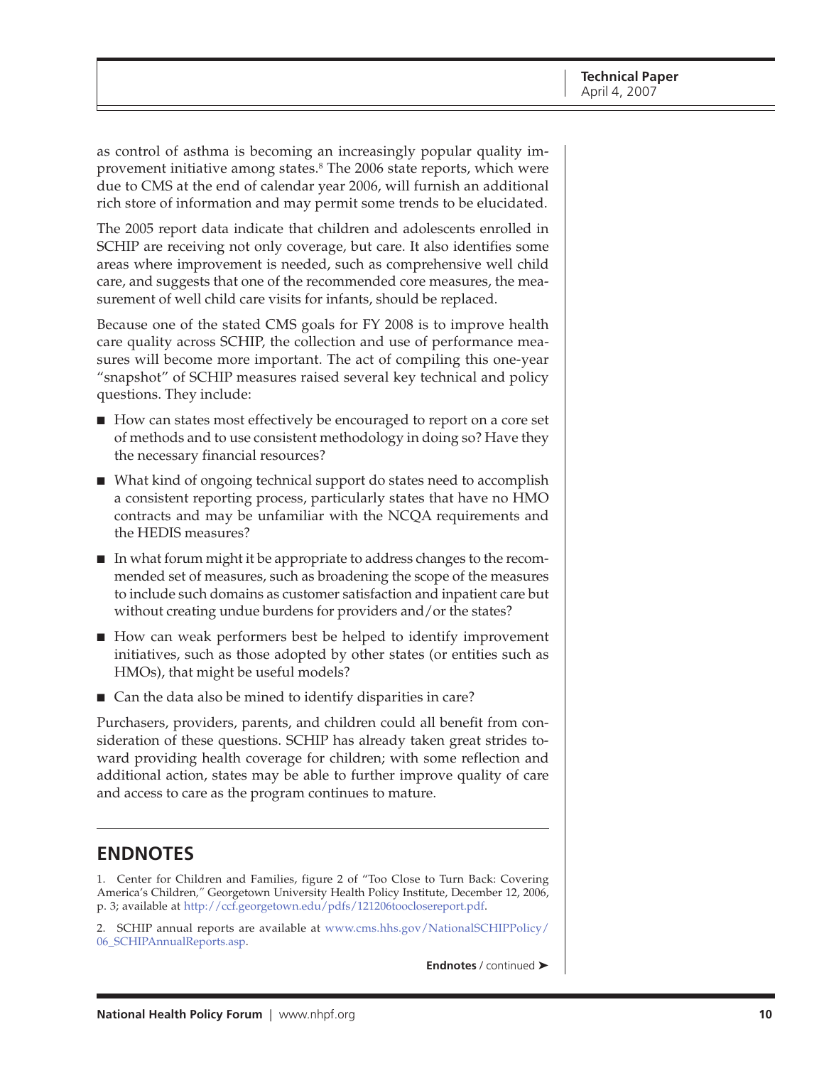as control of asthma is becoming an increasingly popular quality improvement initiative among states.[8] The 2006 state reports, which were due to CMS at the end of calendar year 2006, will furnish an additional rich store of information and may permit some trends to be elucidated.

The 2005 report data indicate that children and adolescents enrolled in SCHIP are receiving not only coverage, but care. It also identifies some areas where improvement is needed, such as comprehensive well child care, and suggests that one of the recommended core measures, the measurement of well child care visits for infants, should be replaced.

Because one of the stated CMS goals for FY 2008 is to improve health care quality across SCHIP, the collection and use of performance measures will become more important. The act of compiling this one-year "snapshot" of SCHIP measures raised several key technical and policy questions. They include:

- How can states most effectively be encouraged to report on a core set of methods and to use consistent methodology in doing so? Have they the necessary financial resources?
- What kind of ongoing technical support do states need to accomplish a consistent reporting process, particularly states that have no HMO contracts and may be unfamiliar with the NCQA requirements and the HEDIS measures?
- In what forum might it be appropriate to address changes to the recommended set of measures, such as broadening the scope of the measures to include such domains as customer satisfaction and inpatient care but without creating undue burdens for providers and/or the states?
- How can weak performers best be helped to identify improvement initiatives, such as those adopted by other states (or entities such as HMOs), that might be useful models?
- Can the data also be mined to identify disparities in care?

Purchasers, providers, parents, and children could all benefit from consideration of these questions. SCHIP has already taken great strides toward providing health coverage for children; with some reflection and additional action, states may be able to further improve quality of care and access to care as the program continues to mature.

## ENDNOTES

1. Center for Children and Families, figure 2 of "Too Close to Turn Back: Covering America's Children," Georgetown University Health Policy Institute, December 12, 2006, p. 3; available at http://ccf.georgetown.edu/pdfs/121206tooclosereport.pdf.

2. SCHIP annual reports are available at www.cms.hhs.gov/NationalSCHIPPolicy/06_SCHIPAnnualReports.asp.

**Endnotes** / continued ➤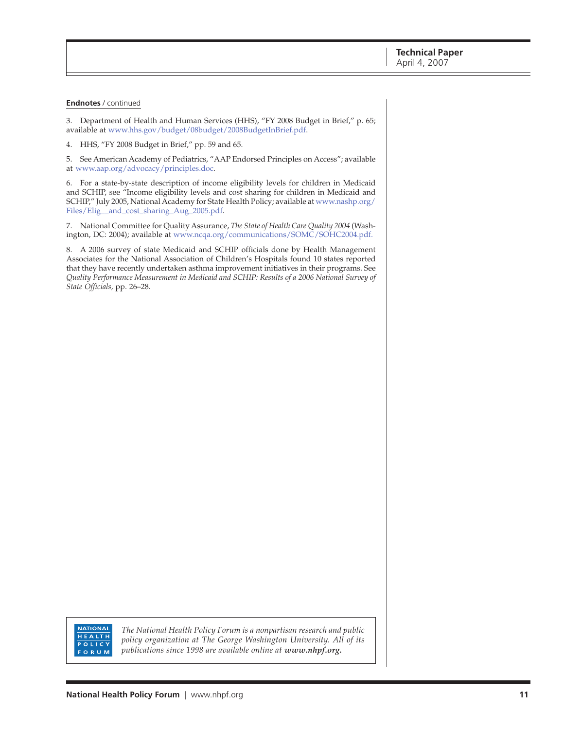**Endnotes** / continued

3. Department of Health and Human Services (HHS), "FY 2008 Budget in Brief," p. 65; available at www.hhs.gov/budget/08budget/2008BudgetInBrief.pdf.

4. HHS, "FY 2008 Budget in Brief," pp. 59 and 65.

5. See American Academy of Pediatrics, "AAP Endorsed Principles on Access"; available at www.aap.org/advocacy/principles.doc.

6. For a state-by-state description of income eligibility levels for children in Medicaid and SCHIP, see "Income eligibility levels and cost sharing for children in Medicaid and SCHIP," July 2005, National Academy for State Health Policy; available at www.nashp.org/Files/Elig__and_cost_sharing_Aug_2005.pdf.

7. National Committee for Quality Assurance, *The State of Health Care Quality 2004* (Washington, DC: 2004); available at www.ncqa.org/communications/SOMC/SOHC2004.pdf.

8. A 2006 survey of state Medicaid and SCHIP officials done by Health Management Associates for the National Association of Children's Hospitals found 10 states reported that they have recently undertaken asthma improvement initiatives in their programs. See *Quality Performance Measurement in Medicaid and SCHIP: Results of a 2006 National Survey of State Officials,* pp. 26–28.

NATIONAL HEALTH POLICY FORUM

*The National Health Policy Forum is a nonpartisan research and public policy organization at The George Washington University. All of its publications since 1998 are available online at **www.nhpf.org.***